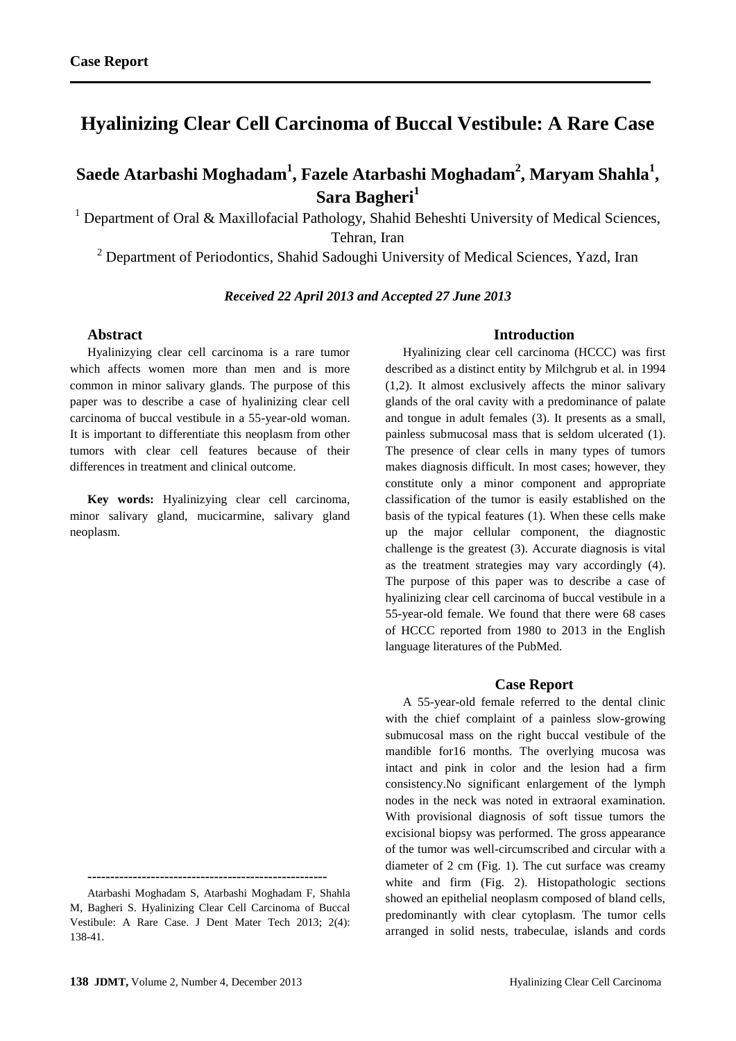Case Report

# Hyalinizing Clear Cell Carcinoma of Buccal Vestibule: A Rare Case

**Saede Atarbashi Moghadam[1], Fazele Atarbashi Moghadam[2], Maryam Shahla[1], Sara Bagheri[1]**

[1] Department of Oral & Maxillofacial Pathology, Shahid Beheshti University of Medical Sciences, Tehran, Iran

[2] Department of Periodontics, Shahid Sadoughi University of Medical Sciences, Yazd, Iran

***Received 22 April 2013 and Accepted 27 June 2013***

## Abstract

Hyalinizying clear cell carcinoma is a rare tumor which affects women more than men and is more common in minor salivary glands. The purpose of this paper was to describe a case of hyalinizing clear cell carcinoma of buccal vestibule in a 55-year-old woman. It is important to differentiate this neoplasm from other tumors with clear cell features because of their differences in treatment and clinical outcome.

**Key words:** Hyalinizying clear cell carcinoma, minor salivary gland, mucicarmine, salivary gland neoplasm.

-----------------------------------------------------

Atarbashi Moghadam S, Atarbashi Moghadam F, Shahla M, Bagheri S. Hyalinizing Clear Cell Carcinoma of Buccal Vestibule: A Rare Case. J Dent Mater Tech 2013; 2(4): 138-41.

## Introduction

Hyalinizing clear cell carcinoma (HCCC) was first described as a distinct entity by Milchgrub et al. in 1994 (1,2). It almost exclusively affects the minor salivary glands of the oral cavity with a predominance of palate and tongue in adult females (3). It presents as a small, painless submucosal mass that is seldom ulcerated (1). The presence of clear cells in many types of tumors makes diagnosis difficult. In most cases; however, they constitute only a minor component and appropriate classification of the tumor is easily established on the basis of the typical features (1). When these cells make up the major cellular component, the diagnostic challenge is the greatest (3). Accurate diagnosis is vital as the treatment strategies may vary accordingly (4). The purpose of this paper was to describe a case of hyalinizing clear cell carcinoma of buccal vestibule in a 55-year-old female. We found that there were 68 cases of HCCC reported from 1980 to 2013 in the English language literatures of the PubMed.

## Case Report

A 55-year-old female referred to the dental clinic with the chief complaint of a painless slow-growing submucosal mass on the right buccal vestibule of the mandible for16 months. The overlying mucosa was intact and pink in color and the lesion had a firm consistency.No significant enlargement of the lymph nodes in the neck was noted in extraoral examination. With provisional diagnosis of soft tissue tumors the excisional biopsy was performed. The gross appearance of the tumor was well-circumscribed and circular with a diameter of 2 cm (Fig. 1). The cut surface was creamy white and firm (Fig. 2). Histopathologic sections showed an epithelial neoplasm composed of bland cells, predominantly with clear cytoplasm. The tumor cells arranged in solid nests, trabeculae, islands and cords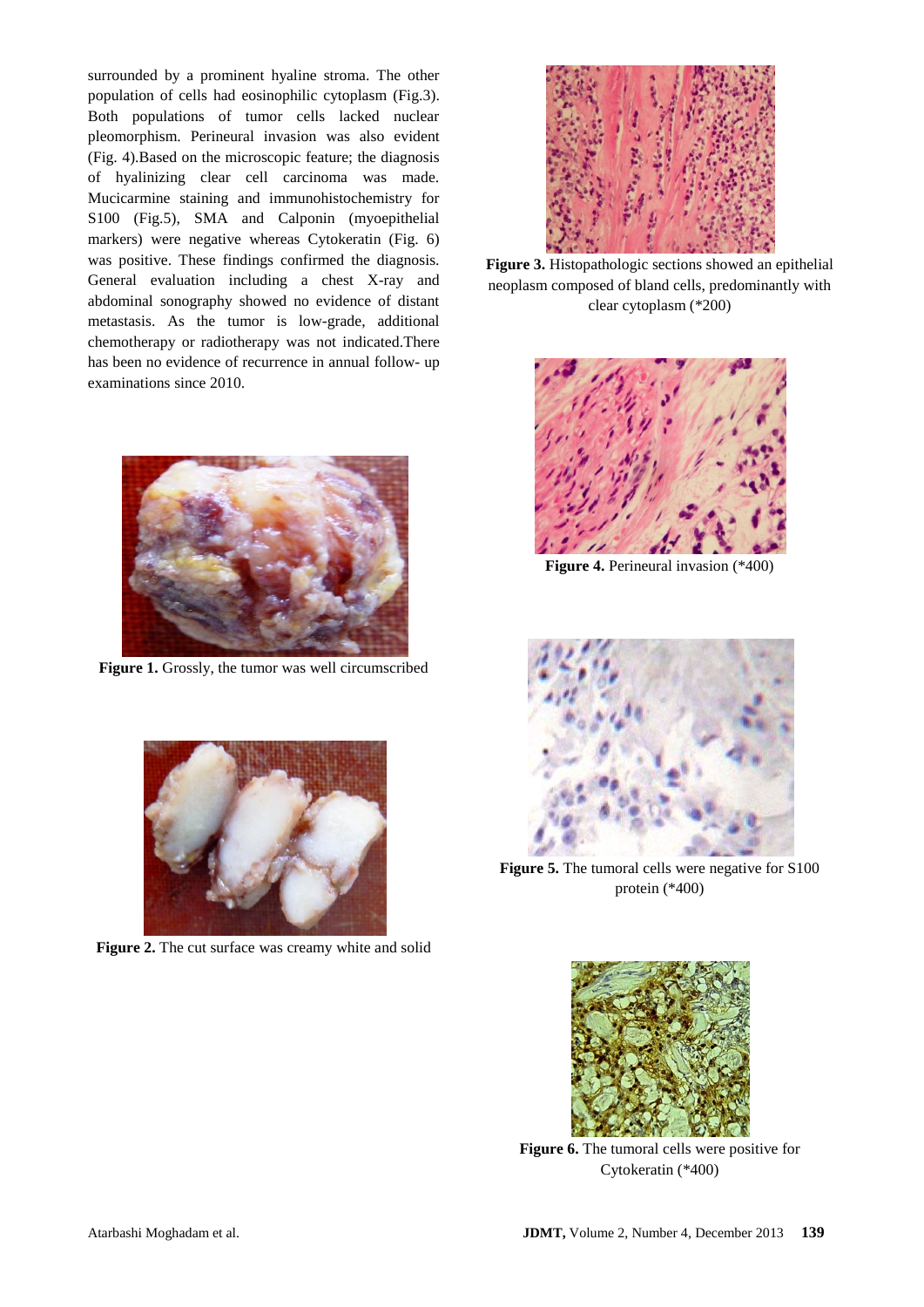surrounded by a prominent hyaline stroma. The other population of cells had eosinophilic cytoplasm (Fig.3). Both populations of tumor cells lacked nuclear pleomorphism. Perineural invasion was also evident (Fig. 4).Based on the microscopic feature; the diagnosis of hyalinizing clear cell carcinoma was made. Mucicarmine staining and immunohistochemistry for S100 (Fig.5), SMA and Calponin (myoepithelial markers) were negative whereas Cytokeratin (Fig. 6) was positive. These findings confirmed the diagnosis. General evaluation including a chest X-ray and abdominal sonography showed no evidence of distant metastasis. As the tumor is low-grade, additional chemotherapy or radiotherapy was not indicated.There has been no evidence of recurrence in annual follow- up examinations since 2010.

**Figure 1.** Grossly, the tumor was well circumscribed

**Figure 2.** The cut surface was creamy white and solid

**Figure 3.** Histopathologic sections showed an epithelial neoplasm composed of bland cells, predominantly with clear cytoplasm (*200)

**Figure 4.** Perineural invasion (*400)

**Figure 5.** The tumoral cells were negative for S100 protein (*400)

**Figure 6.** The tumoral cells were positive for Cytokeratin (*400)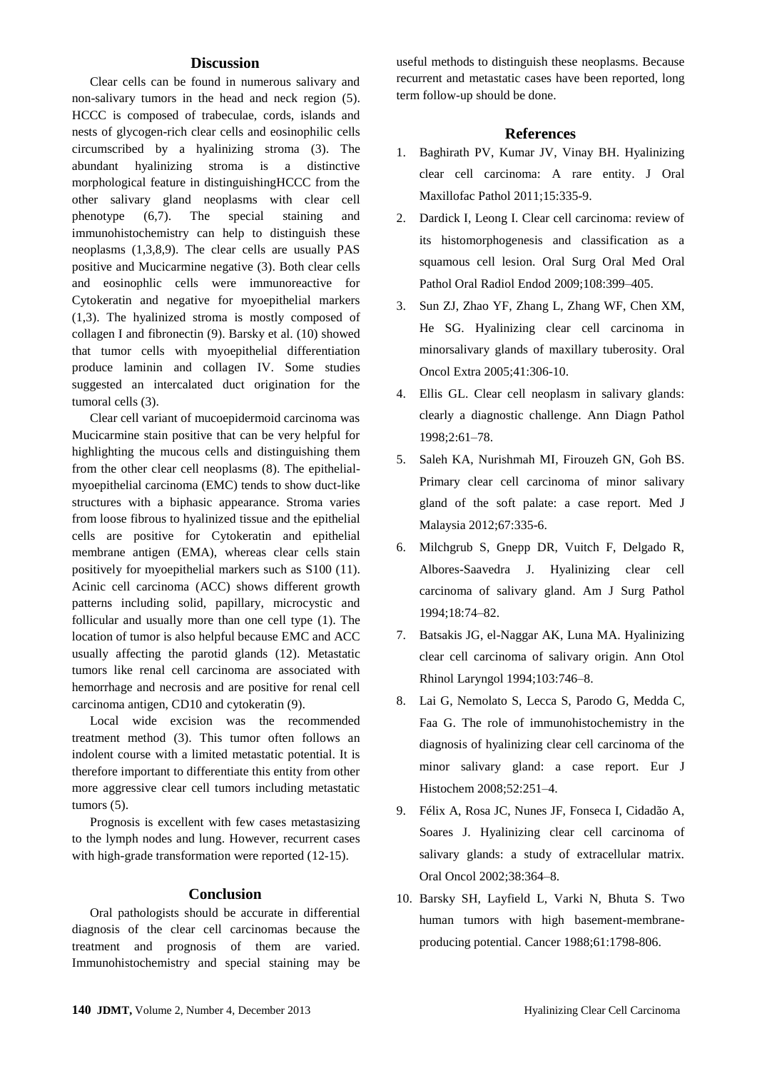## Discussion

Clear cells can be found in numerous salivary and non-salivary tumors in the head and neck region (5). HCCC is composed of trabeculae, cords, islands and nests of glycogen-rich clear cells and eosinophilic cells circumscribed by a hyalinizing stroma (3). The abundant hyalinizing stroma is a distinctive morphological feature in distinguishingHCCC from the other salivary gland neoplasms with clear cell phenotype (6,7). The special staining and immunohistochemistry can help to distinguish these neoplasms (1,3,8,9). The clear cells are usually PAS positive and Mucicarmine negative (3). Both clear cells and eosinophlic cells were immunoreactive for Cytokeratin and negative for myoepithelial markers (1,3). The hyalinized stroma is mostly composed of collagen I and fibronectin (9). Barsky et al. (10) showed that tumor cells with myoepithelial differentiation produce laminin and collagen IV. Some studies suggested an intercalated duct origination for the tumoral cells (3).

Clear cell variant of mucoepidermoid carcinoma was Mucicarmine stain positive that can be very helpful for highlighting the mucous cells and distinguishing them from the other clear cell neoplasms (8). The epithelial-myoepithelial carcinoma (EMC) tends to show duct-like structures with a biphasic appearance. Stroma varies from loose fibrous to hyalinized tissue and the epithelial cells are positive for Cytokeratin and epithelial membrane antigen (EMA), whereas clear cells stain positively for myoepithelial markers such as S100 (11). Acinic cell carcinoma (ACC) shows different growth patterns including solid, papillary, microcystic and follicular and usually more than one cell type (1). The location of tumor is also helpful because EMC and ACC usually affecting the parotid glands (12). Metastatic tumors like renal cell carcinoma are associated with hemorrhage and necrosis and are positive for renal cell carcinoma antigen, CD10 and cytokeratin (9).

Local wide excision was the recommended treatment method (3). This tumor often follows an indolent course with a limited metastatic potential. It is therefore important to differentiate this entity from other more aggressive clear cell tumors including metastatic tumors (5).

Prognosis is excellent with few cases metastasizing to the lymph nodes and lung. However, recurrent cases with high-grade transformation were reported (12-15).

## Conclusion

Oral pathologists should be accurate in differential diagnosis of the clear cell carcinomas because the treatment and prognosis of them are varied. Immunohistochemistry and special staining may be useful methods to distinguish these neoplasms. Because recurrent and metastatic cases have been reported, long term follow-up should be done.

## References

1. Baghirath PV, Kumar JV, Vinay BH. Hyalinizing clear cell carcinoma: A rare entity. J Oral Maxillofac Pathol 2011;15:335-9.
2. Dardick I, Leong I. Clear cell carcinoma: review of its histomorphogenesis and classification as a squamous cell lesion. Oral Surg Oral Med Oral Pathol Oral Radiol Endod 2009;108:399–405.
3. Sun ZJ, Zhao YF, Zhang L, Zhang WF, Chen XM, He SG. Hyalinizing clear cell carcinoma in minorsalivary glands of maxillary tuberosity. Oral Oncol Extra 2005;41:306-10.
4. Ellis GL. Clear cell neoplasm in salivary glands: clearly a diagnostic challenge. Ann Diagn Pathol 1998;2:61–78.
5. Saleh KA, Nurishmah MI, Firouzeh GN, Goh BS. Primary clear cell carcinoma of minor salivary gland of the soft palate: a case report. Med J Malaysia 2012;67:335-6.
6. Milchgrub S, Gnepp DR, Vuitch F, Delgado R, Albores-Saavedra J. Hyalinizing clear cell carcinoma of salivary gland. Am J Surg Pathol 1994;18:74–82.
7. Batsakis JG, el-Naggar AK, Luna MA. Hyalinizing clear cell carcinoma of salivary origin. Ann Otol Rhinol Laryngol 1994;103:746–8.
8. Lai G, Nemolato S, Lecca S, Parodo G, Medda C, Faa G. The role of immunohistochemistry in the diagnosis of hyalinizing clear cell carcinoma of the minor salivary gland: a case report. Eur J Histochem 2008;52:251–4.
9. Félix A, Rosa JC, Nunes JF, Fonseca I, Cidadão A, Soares J. Hyalinizing clear cell carcinoma of salivary glands: a study of extracellular matrix. Oral Oncol 2002;38:364–8.
10. Barsky SH, Layfield L, Varki N, Bhuta S. Two human tumors with high basement-membrane-producing potential. Cancer 1988;61:1798-806.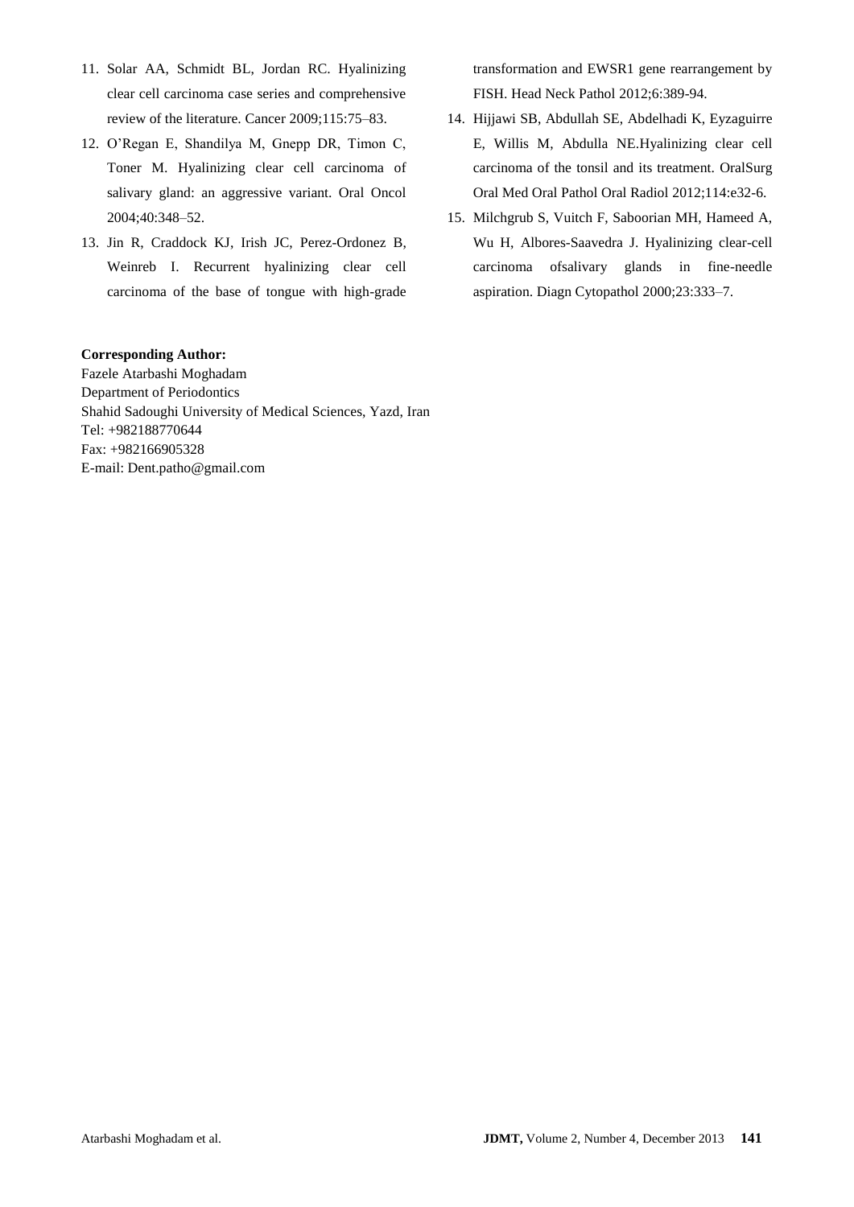11. Solar AA, Schmidt BL, Jordan RC. Hyalinizing clear cell carcinoma case series and comprehensive review of the literature. Cancer 2009;115:75–83.
12. O'Regan E, Shandilya M, Gnepp DR, Timon C, Toner M. Hyalinizing clear cell carcinoma of salivary gland: an aggressive variant. Oral Oncol 2004;40:348–52.
13. Jin R, Craddock KJ, Irish JC, Perez-Ordonez B, Weinreb I. Recurrent hyalinizing clear cell carcinoma of the base of tongue with high-grade transformation and EWSR1 gene rearrangement by FISH. Head Neck Pathol 2012;6:389-94.
14. Hijjawi SB, Abdullah SE, Abdelhadi K, Eyzaguirre E, Willis M, Abdulla NE.Hyalinizing clear cell carcinoma of the tonsil and its treatment. OralSurg Oral Med Oral Pathol Oral Radiol 2012;114:e32-6.
15. Milchgrub S, Vuitch F, Saboorian MH, Hameed A, Wu H, Albores-Saavedra J. Hyalinizing clear-cell carcinoma ofsalivary glands in fine-needle aspiration. Diagn Cytopathol 2000;23:333–7.

**Corresponding Author:**
Fazele Atarbashi Moghadam
Department of Periodontics
Shahid Sadoughi University of Medical Sciences, Yazd, Iran
Tel: +982188770644
Fax: +982166905328
E-mail: Dent.patho@gmail.com